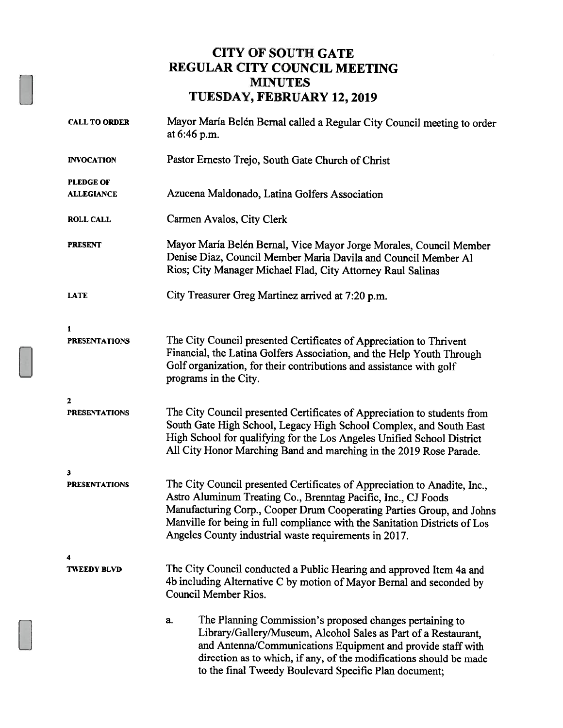# CITY OF SOUTH GATE
## REGULAR CITY COUNCIL MEETING
## MINUTES
## TUESDAY, FEBRUARY 12, 2019

**CALL TO ORDER** — Mayor María Belén Bernal called a Regular City Council meeting to order at 6:46 p.m.

**INVOCATION** — Pastor Ernesto Trejo, South Gate Church of Christ

**PLEDGE OF ALLEGIANCE** — Azucena Maldonado, Latina Golfers Association

**ROLL CALL** — Carmen Avalos, City Clerk

**PRESENT** — Mayor María Belén Bernal, Vice Mayor Jorge Morales, Council Member Denise Diaz, Council Member Maria Davila and Council Member Al Rios; City Manager Michael Flad, City Attorney Raul Salinas

**LATE** — City Treasurer Greg Martinez arrived at 7:20 p.m.

**1**
**PRESENTATIONS** — The City Council presented Certificates of Appreciation to Thrivent Financial, the Latina Golfers Association, and the Help Youth Through Golf organization, for their contributions and assistance with golf programs in the City.

**2**
**PRESENTATIONS** — The City Council presented Certificates of Appreciation to students from South Gate High School, Legacy High School Complex, and South East High School for qualifying for the Los Angeles Unified School District All City Honor Marching Band and marching in the 2019 Rose Parade.

**3**
**PRESENTATIONS** — The City Council presented Certificates of Appreciation to Anadite, Inc., Astro Aluminum Treating Co., Brenntag Pacific, Inc., CJ Foods Manufacturing Corp., Cooper Drum Cooperating Parties Group, and Johns Manville for being in full compliance with the Sanitation Districts of Los Angeles County industrial waste requirements in 2017.

**4**
**TWEEDY BLVD** — The City Council conducted a Public Hearing and approved Item 4a and 4b including Alternative C by motion of Mayor Bernal and seconded by Council Member Rios.

a. The Planning Commission's proposed changes pertaining to Library/Gallery/Museum, Alcohol Sales as Part of a Restaurant, and Antenna/Communications Equipment and provide staff with direction as to which, if any, of the modifications should be made to the final Tweedy Boulevard Specific Plan document;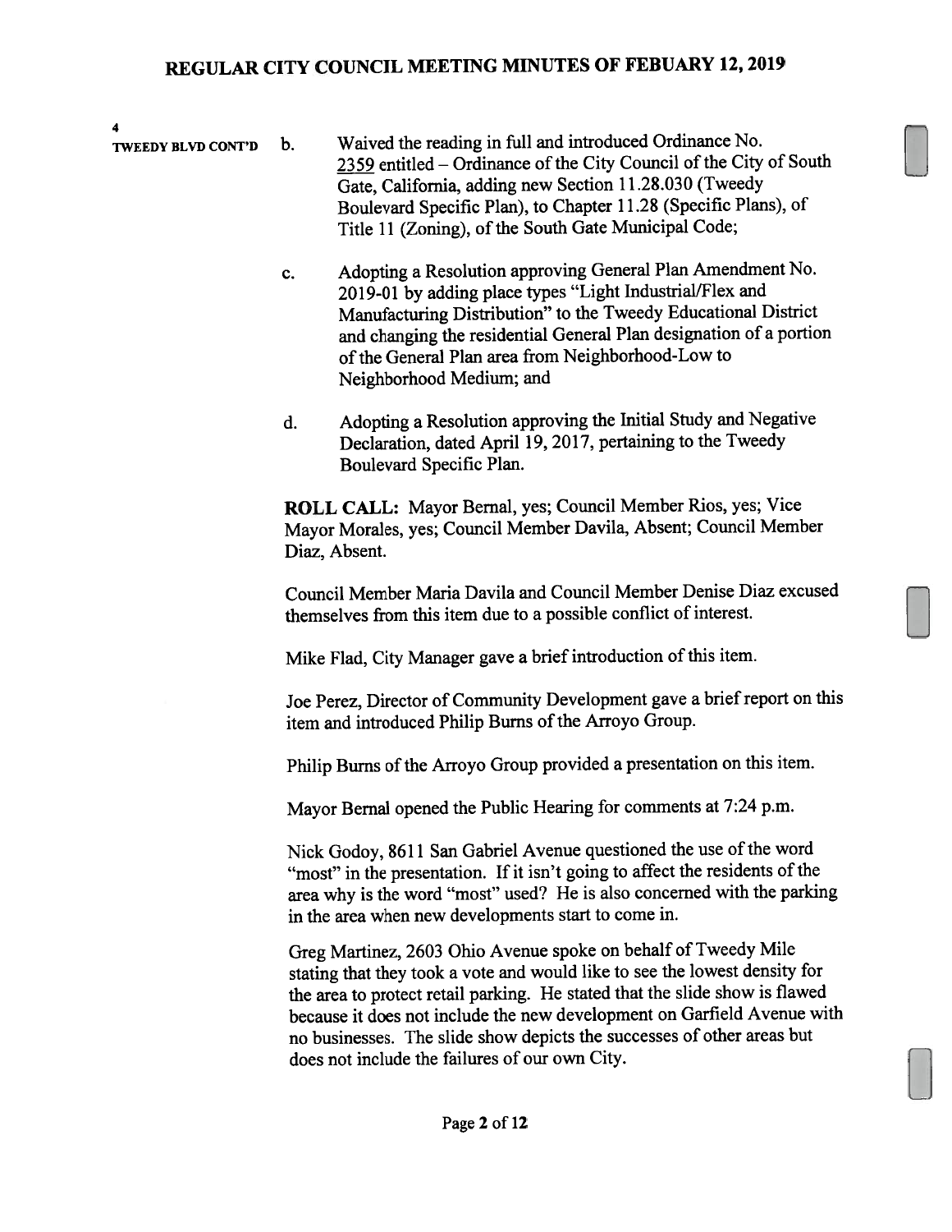**4**
**TWEEDY BLVD CONT'D**

b. Waived the reading in full and introduced Ordinance No. 2359 entitled – Ordinance of the City Council of the City of South Gate, California, adding new Section 11.28.030 (Tweedy Boulevard Specific Plan), to Chapter 11.28 (Specific Plans), of Title 11 (Zoning), of the South Gate Municipal Code;

c. Adopting a Resolution approving General Plan Amendment No. 2019-01 by adding place types "Light Industrial/Flex and Manufacturing Distribution" to the Tweedy Educational District and changing the residential General Plan designation of a portion of the General Plan area from Neighborhood-Low to Neighborhood Medium; and

d. Adopting a Resolution approving the Initial Study and Negative Declaration, dated April 19, 2017, pertaining to the Tweedy Boulevard Specific Plan.

**ROLL CALL:** Mayor Bernal, yes; Council Member Rios, yes; Vice Mayor Morales, yes; Council Member Davila, Absent; Council Member Diaz, Absent.

Council Member Maria Davila and Council Member Denise Diaz excused themselves from this item due to a possible conflict of interest.

Mike Flad, City Manager gave a brief introduction of this item.

Joe Perez, Director of Community Development gave a brief report on this item and introduced Philip Burns of the Arroyo Group.

Philip Burns of the Arroyo Group provided a presentation on this item.

Mayor Bernal opened the Public Hearing for comments at 7:24 p.m.

Nick Godoy, 8611 San Gabriel Avenue questioned the use of the word "most" in the presentation. If it isn't going to affect the residents of the area why is the word "most" used? He is also concerned with the parking in the area when new developments start to come in.

Greg Martinez, 2603 Ohio Avenue spoke on behalf of Tweedy Mile stating that they took a vote and would like to see the lowest density for the area to protect retail parking. He stated that the slide show is flawed because it does not include the new development on Garfield Avenue with no businesses. The slide show depicts the successes of other areas but does not include the failures of our own City.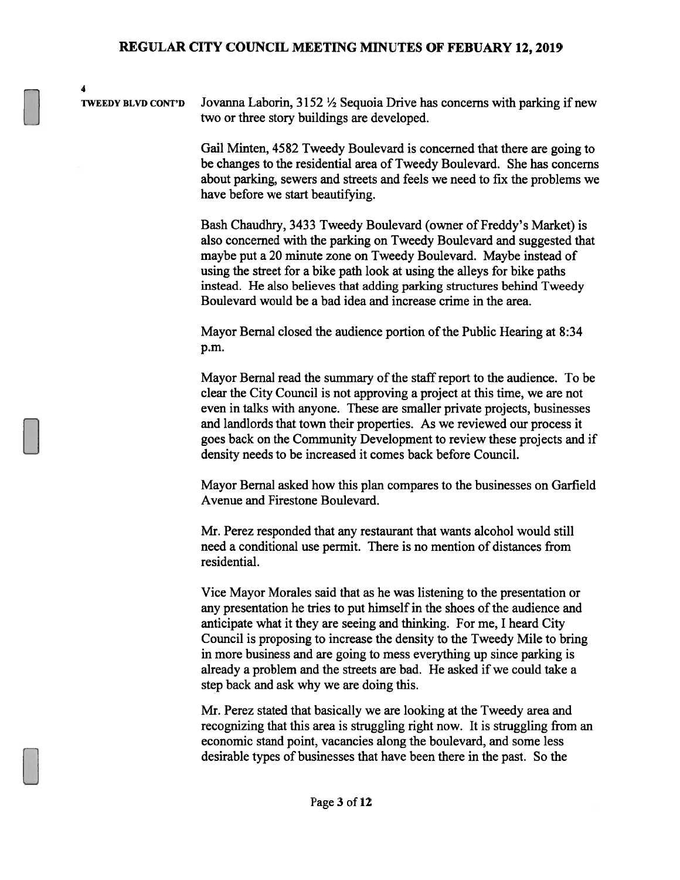4

**TWEEDY BLVD CONT'D**

Jovanna Laborin, 3152 ½ Sequoia Drive has concerns with parking if new two or three story buildings are developed.

Gail Minten, 4582 Tweedy Boulevard is concerned that there are going to be changes to the residential area of Tweedy Boulevard. She has concerns about parking, sewers and streets and feels we need to fix the problems we have before we start beautifying.

Bash Chaudhry, 3433 Tweedy Boulevard (owner of Freddy's Market) is also concerned with the parking on Tweedy Boulevard and suggested that maybe put a 20 minute zone on Tweedy Boulevard. Maybe instead of using the street for a bike path look at using the alleys for bike paths instead. He also believes that adding parking structures behind Tweedy Boulevard would be a bad idea and increase crime in the area.

Mayor Bernal closed the audience portion of the Public Hearing at 8:34 p.m.

Mayor Bernal read the summary of the staff report to the audience. To be clear the City Council is not approving a project at this time, we are not even in talks with anyone. These are smaller private projects, businesses and landlords that town their properties. As we reviewed our process it goes back on the Community Development to review these projects and if density needs to be increased it comes back before Council.

Mayor Bernal asked how this plan compares to the businesses on Garfield Avenue and Firestone Boulevard.

Mr. Perez responded that any restaurant that wants alcohol would still need a conditional use permit. There is no mention of distances from residential.

Vice Mayor Morales said that as he was listening to the presentation or any presentation he tries to put himself in the shoes of the audience and anticipate what it they are seeing and thinking. For me, I heard City Council is proposing to increase the density to the Tweedy Mile to bring in more business and are going to mess everything up since parking is already a problem and the streets are bad. He asked if we could take a step back and ask why we are doing this.

Mr. Perez stated that basically we are looking at the Tweedy area and recognizing that this area is struggling right now. It is struggling from an economic stand point, vacancies along the boulevard, and some less desirable types of businesses that have been there in the past. So the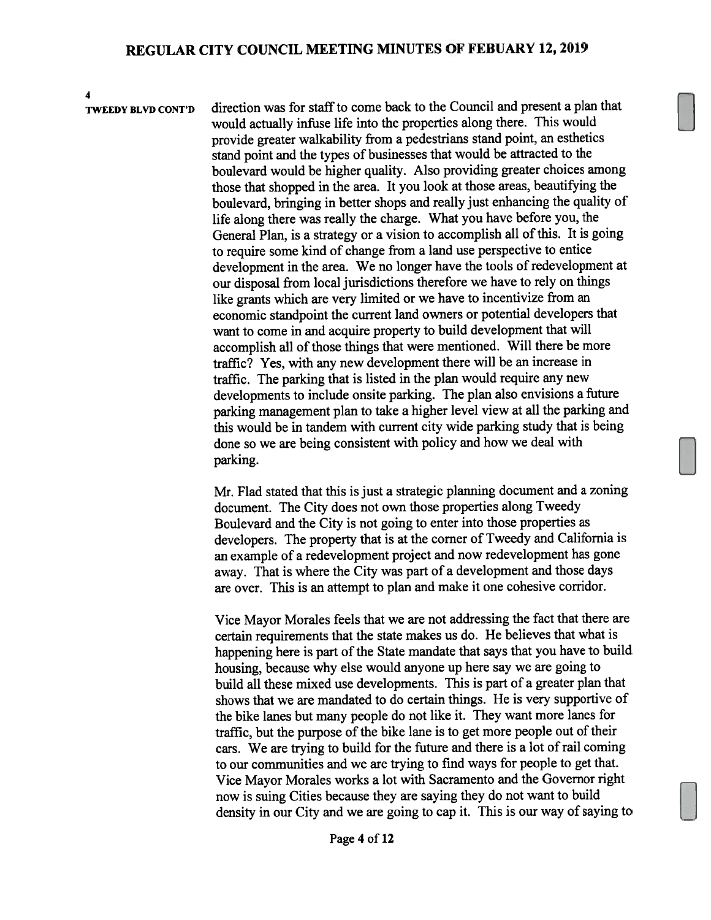4

**TWEEDY BLVD CONT'D**

direction was for staff to come back to the Council and present a plan that would actually infuse life into the properties along there. This would provide greater walkability from a pedestrians stand point, an esthetics stand point and the types of businesses that would be attracted to the boulevard would be higher quality. Also providing greater choices among those that shopped in the area. It you look at those areas, beautifying the boulevard, bringing in better shops and really just enhancing the quality of life along there was really the charge. What you have before you, the General Plan, is a strategy or a vision to accomplish all of this. It is going to require some kind of change from a land use perspective to entice development in the area. We no longer have the tools of redevelopment at our disposal from local jurisdictions therefore we have to rely on things like grants which are very limited or we have to incentivize from an economic standpoint the current land owners or potential developers that want to come in and acquire property to build development that will accomplish all of those things that were mentioned. Will there be more traffic? Yes, with any new development there will be an increase in traffic. The parking that is listed in the plan would require any new developments to include onsite parking. The plan also envisions a future parking management plan to take a higher level view at all the parking and this would be in tandem with current city wide parking study that is being done so we are being consistent with policy and how we deal with parking.

Mr. Flad stated that this is just a strategic planning document and a zoning document. The City does not own those properties along Tweedy Boulevard and the City is not going to enter into those properties as developers. The property that is at the corner of Tweedy and California is an example of a redevelopment project and now redevelopment has gone away. That is where the City was part of a development and those days are over. This is an attempt to plan and make it one cohesive corridor.

Vice Mayor Morales feels that we are not addressing the fact that there are certain requirements that the state makes us do. He believes that what is happening here is part of the State mandate that says that you have to build housing, because why else would anyone up here say we are going to build all these mixed use developments. This is part of a greater plan that shows that we are mandated to do certain things. He is very supportive of the bike lanes but many people do not like it. They want more lanes for traffic, but the purpose of the bike lane is to get more people out of their cars. We are trying to build for the future and there is a lot of rail coming to our communities and we are trying to find ways for people to get that. Vice Mayor Morales works a lot with Sacramento and the Governor right now is suing Cities because they are saying they do not want to build density in our City and we are going to cap it. This is our way of saying to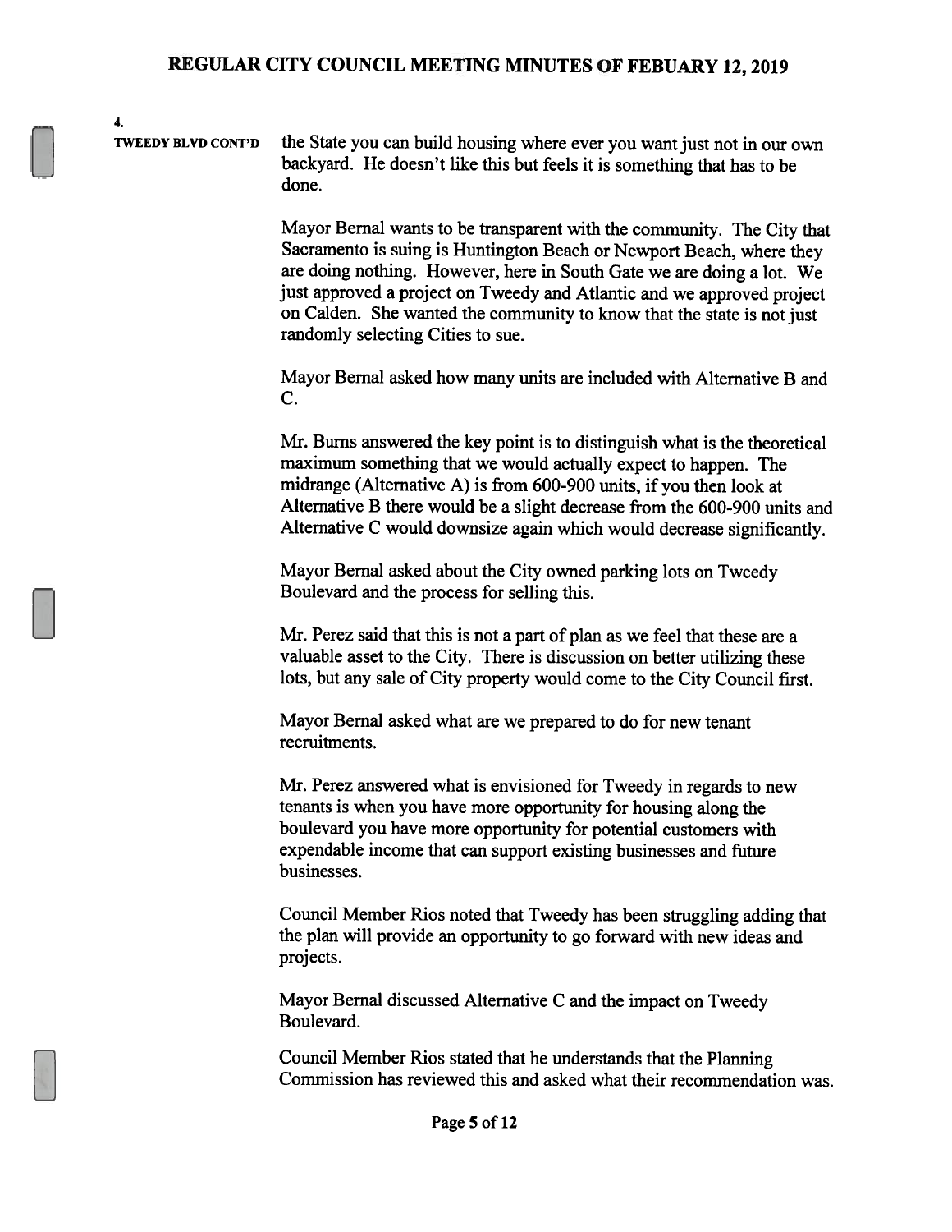**4.**

**TWEEDY BLVD CONT'D**

the State you can build housing where ever you want just not in our own backyard. He doesn't like this but feels it is something that has to be done.

Mayor Bernal wants to be transparent with the community. The City that Sacramento is suing is Huntington Beach or Newport Beach, where they are doing nothing. However, here in South Gate we are doing a lot. We just approved a project on Tweedy and Atlantic and we approved project on Calden. She wanted the community to know that the state is not just randomly selecting Cities to sue.

Mayor Bernal asked how many units are included with Alternative B and C.

Mr. Burns answered the key point is to distinguish what is the theoretical maximum something that we would actually expect to happen. The midrange (Alternative A) is from 600-900 units, if you then look at Alternative B there would be a slight decrease from the 600-900 units and Alternative C would downsize again which would decrease significantly.

Mayor Bernal asked about the City owned parking lots on Tweedy Boulevard and the process for selling this.

Mr. Perez said that this is not a part of plan as we feel that these are a valuable asset to the City. There is discussion on better utilizing these lots, but any sale of City property would come to the City Council first.

Mayor Bernal asked what are we prepared to do for new tenant recruitments.

Mr. Perez answered what is envisioned for Tweedy in regards to new tenants is when you have more opportunity for housing along the boulevard you have more opportunity for potential customers with expendable income that can support existing businesses and future businesses.

Council Member Rios noted that Tweedy has been struggling adding that the plan will provide an opportunity to go forward with new ideas and projects.

Mayor Bernal discussed Alternative C and the impact on Tweedy Boulevard.

Council Member Rios stated that he understands that the Planning Commission has reviewed this and asked what their recommendation was.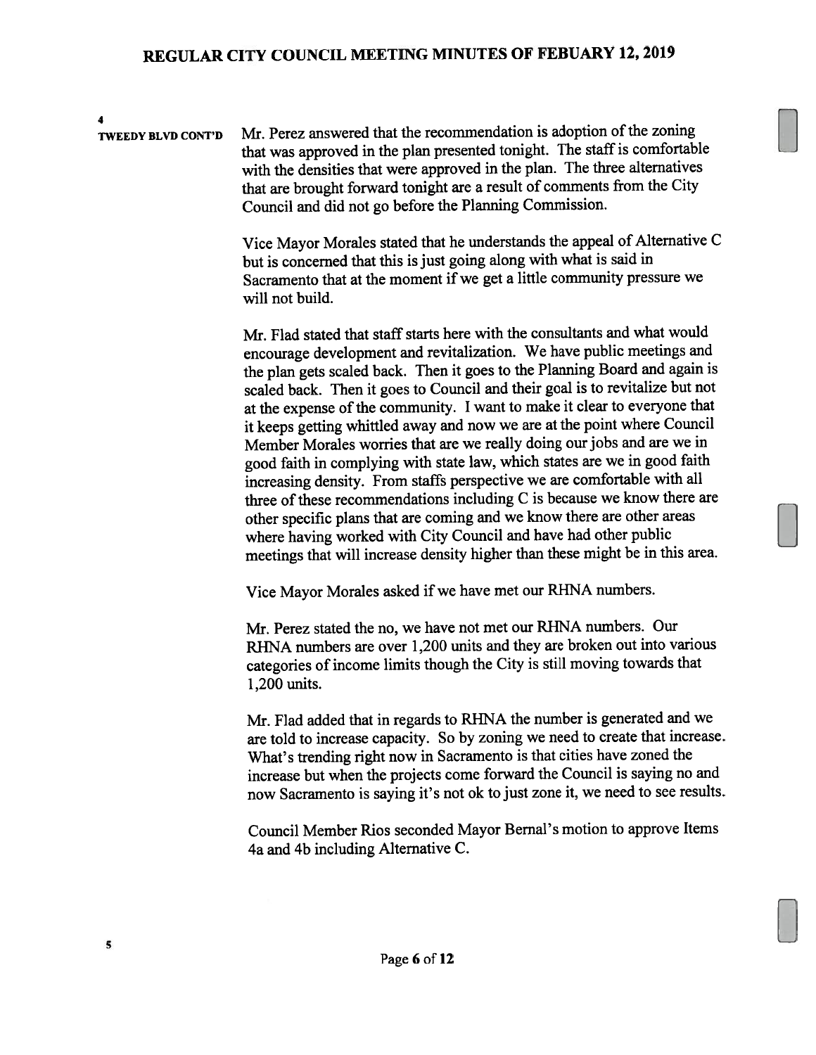4

TWEEDY BLVD CONT'D

Mr. Perez answered that the recommendation is adoption of the zoning that was approved in the plan presented tonight. The staff is comfortable with the densities that were approved in the plan. The three alternatives that are brought forward tonight are a result of comments from the City Council and did not go before the Planning Commission.

Vice Mayor Morales stated that he understands the appeal of Alternative C but is concerned that this is just going along with what is said in Sacramento that at the moment if we get a little community pressure we will not build.

Mr. Flad stated that staff starts here with the consultants and what would encourage development and revitalization. We have public meetings and the plan gets scaled back. Then it goes to the Planning Board and again is scaled back. Then it goes to Council and their goal is to revitalize but not at the expense of the community. I want to make it clear to everyone that it keeps getting whittled away and now we are at the point where Council Member Morales worries that are we really doing our jobs and are we in good faith in complying with state law, which states are we in good faith increasing density. From staffs perspective we are comfortable with all three of these recommendations including C is because we know there are other specific plans that are coming and we know there are other areas where having worked with City Council and have had other public meetings that will increase density higher than these might be in this area.

Vice Mayor Morales asked if we have met our RHNA numbers.

Mr. Perez stated the no, we have not met our RHNA numbers. Our RHNA numbers are over 1,200 units and they are broken out into various categories of income limits though the City is still moving towards that 1,200 units.

Mr. Flad added that in regards to RHNA the number is generated and we are told to increase capacity. So by zoning we need to create that increase. What's trending right now in Sacramento is that cities have zoned the increase but when the projects come forward the Council is saying no and now Sacramento is saying it's not ok to just zone it, we need to see results.

Council Member Rios seconded Mayor Bernal's motion to approve Items 4a and 4b including Alternative C.

5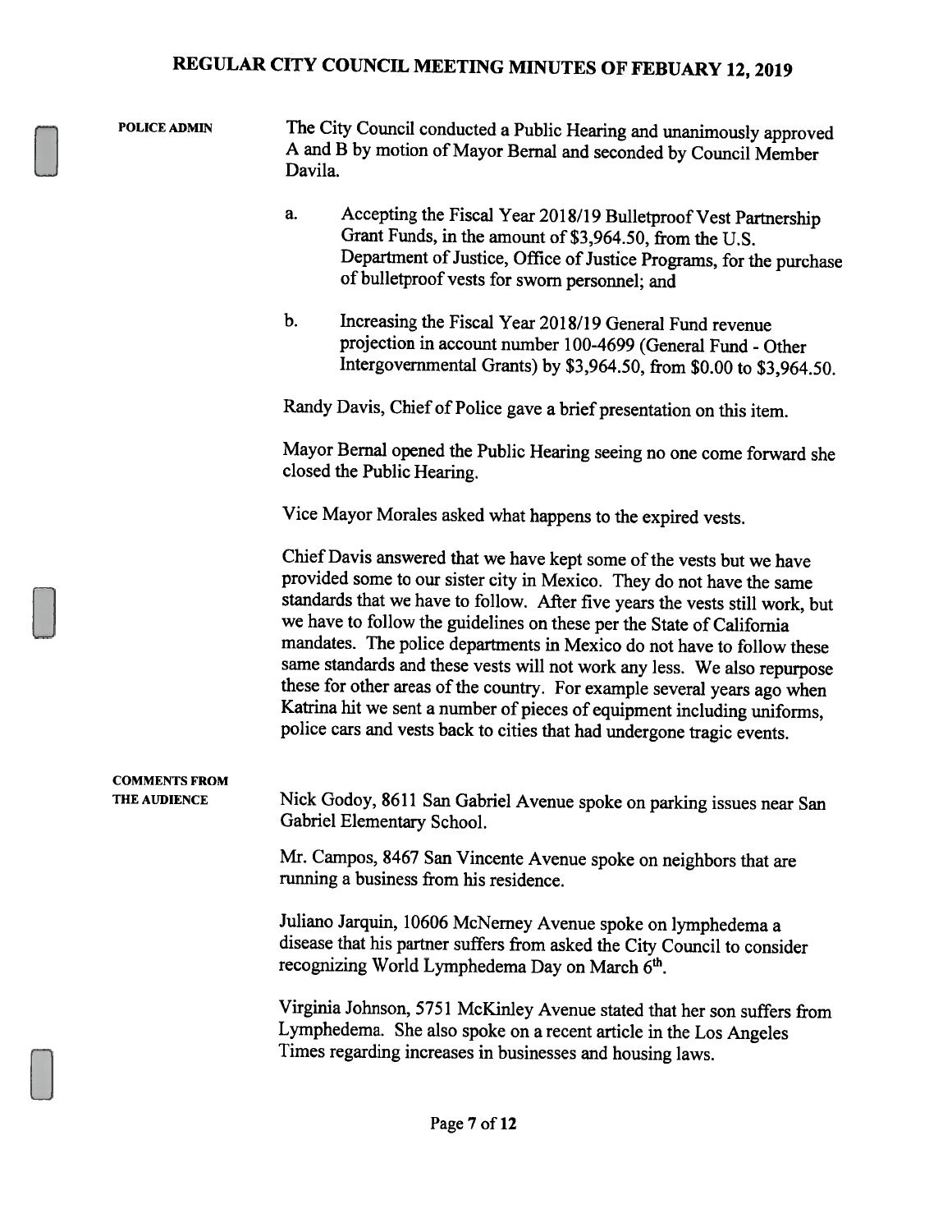**POLICE ADMIN**

The City Council conducted a Public Hearing and unanimously approved A and B by motion of Mayor Bernal and seconded by Council Member Davila.

a. Accepting the Fiscal Year 2018/19 Bulletproof Vest Partnership Grant Funds, in the amount of $3,964.50, from the U.S. Department of Justice, Office of Justice Programs, for the purchase of bulletproof vests for sworn personnel; and

b. Increasing the Fiscal Year 2018/19 General Fund revenue projection in account number 100-4699 (General Fund - Other Intergovernmental Grants) by $3,964.50, from $0.00 to $3,964.50.

Randy Davis, Chief of Police gave a brief presentation on this item.

Mayor Bernal opened the Public Hearing seeing no one come forward she closed the Public Hearing.

Vice Mayor Morales asked what happens to the expired vests.

Chief Davis answered that we have kept some of the vests but we have provided some to our sister city in Mexico. They do not have the same standards that we have to follow. After five years the vests still work, but we have to follow the guidelines on these per the State of California mandates. The police departments in Mexico do not have to follow these same standards and these vests will not work any less. We also repurpose these for other areas of the country. For example several years ago when Katrina hit we sent a number of pieces of equipment including uniforms, police cars and vests back to cities that had undergone tragic events.

**COMMENTS FROM THE AUDIENCE**

Nick Godoy, 8611 San Gabriel Avenue spoke on parking issues near San Gabriel Elementary School.

Mr. Campos, 8467 San Vincente Avenue spoke on neighbors that are running a business from his residence.

Juliano Jarquin, 10606 McNerney Avenue spoke on lymphedema a disease that his partner suffers from asked the City Council to consider recognizing World Lymphedema Day on March 6th.

Virginia Johnson, 5751 McKinley Avenue stated that her son suffers from Lymphedema. She also spoke on a recent article in the Los Angeles Times regarding increases in businesses and housing laws.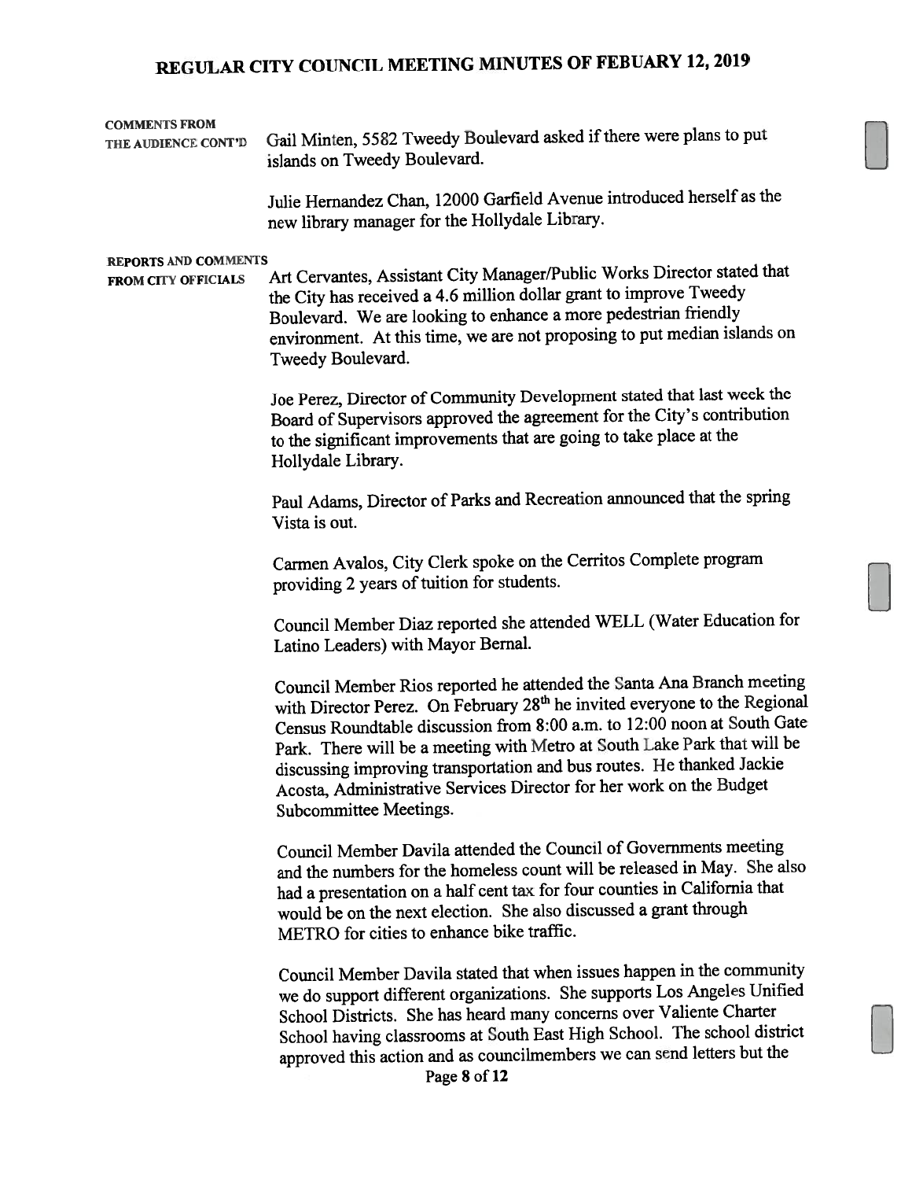**COMMENTS FROM THE AUDIENCE CONT'D**

Gail Minten, 5582 Tweedy Boulevard asked if there were plans to put islands on Tweedy Boulevard.

Julie Hernandez Chan, 12000 Garfield Avenue introduced herself as the new library manager for the Hollydale Library.

**REPORTS AND COMMENTS FROM CITY OFFICIALS**

Art Cervantes, Assistant City Manager/Public Works Director stated that the City has received a 4.6 million dollar grant to improve Tweedy Boulevard. We are looking to enhance a more pedestrian friendly environment. At this time, we are not proposing to put median islands on Tweedy Boulevard.

Joe Perez, Director of Community Development stated that last week the Board of Supervisors approved the agreement for the City's contribution to the significant improvements that are going to take place at the Hollydale Library.

Paul Adams, Director of Parks and Recreation announced that the spring Vista is out.

Carmen Avalos, City Clerk spoke on the Cerritos Complete program providing 2 years of tuition for students.

Council Member Diaz reported she attended WELL (Water Education for Latino Leaders) with Mayor Bernal.

Council Member Rios reported he attended the Santa Ana Branch meeting with Director Perez. On February 28th he invited everyone to the Regional Census Roundtable discussion from 8:00 a.m. to 12:00 noon at South Gate Park. There will be a meeting with Metro at South Lake Park that will be discussing improving transportation and bus routes. He thanked Jackie Acosta, Administrative Services Director for her work on the Budget Subcommittee Meetings.

Council Member Davila attended the Council of Governments meeting and the numbers for the homeless count will be released in May. She also had a presentation on a half cent tax for four counties in California that would be on the next election. She also discussed a grant through METRO for cities to enhance bike traffic.

Council Member Davila stated that when issues happen in the community we do support different organizations. She supports Los Angeles Unified School Districts. She has heard many concerns over Valiente Charter School having classrooms at South East High School. The school district approved this action and as councilmembers we can send letters but the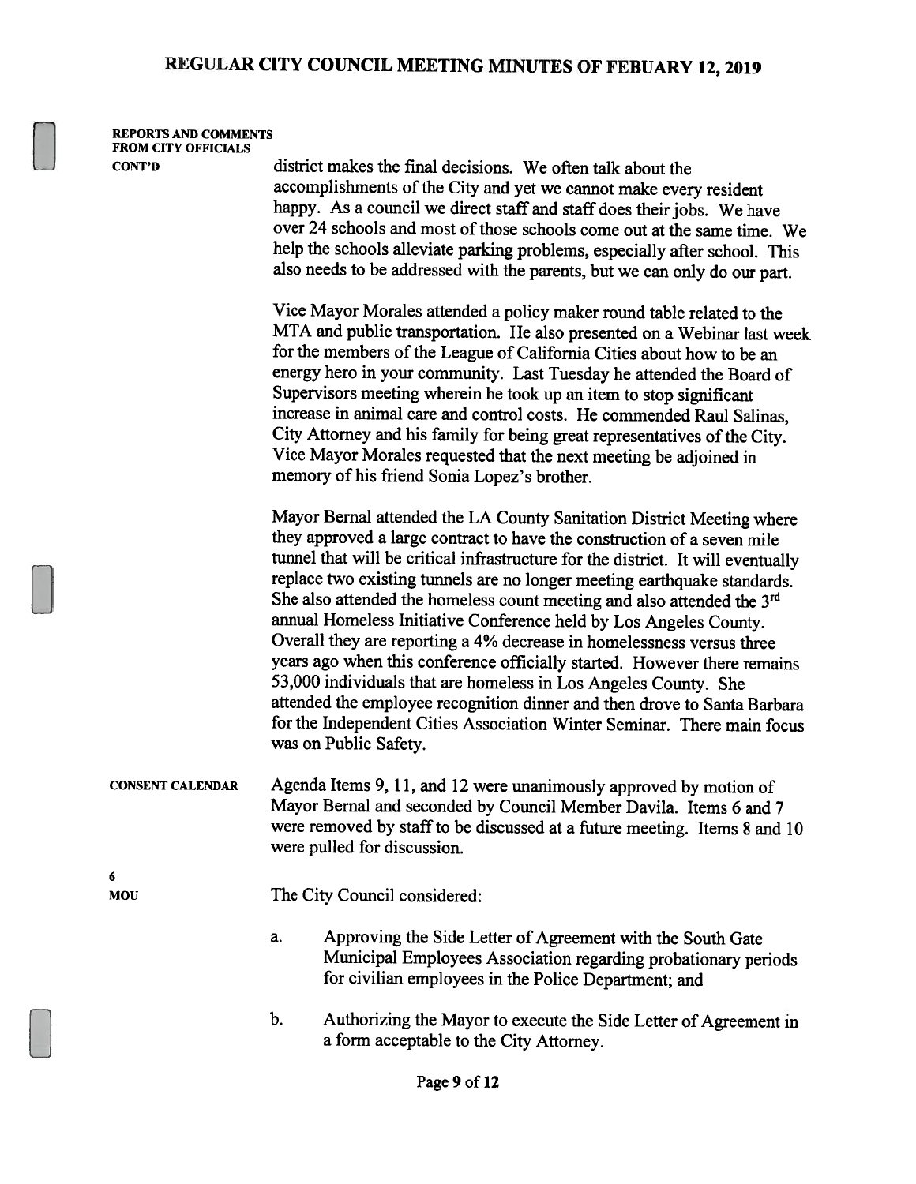**REPORTS AND COMMENTS FROM CITY OFFICIALS CONT'D**

district makes the final decisions. We often talk about the accomplishments of the City and yet we cannot make every resident happy. As a council we direct staff and staff does their jobs. We have over 24 schools and most of those schools come out at the same time. We help the schools alleviate parking problems, especially after school. This also needs to be addressed with the parents, but we can only do our part.

Vice Mayor Morales attended a policy maker round table related to the MTA and public transportation. He also presented on a Webinar last week for the members of the League of California Cities about how to be an energy hero in your community. Last Tuesday he attended the Board of Supervisors meeting wherein he took up an item to stop significant increase in animal care and control costs. He commended Raul Salinas, City Attorney and his family for being great representatives of the City. Vice Mayor Morales requested that the next meeting be adjoined in memory of his friend Sonia Lopez's brother.

Mayor Bernal attended the LA County Sanitation District Meeting where they approved a large contract to have the construction of a seven mile tunnel that will be critical infrastructure for the district. It will eventually replace two existing tunnels are no longer meeting earthquake standards. She also attended the homeless count meeting and also attended the 3rd annual Homeless Initiative Conference held by Los Angeles County. Overall they are reporting a 4% decrease in homelessness versus three years ago when this conference officially started. However there remains 53,000 individuals that are homeless in Los Angeles County. She attended the employee recognition dinner and then drove to Santa Barbara for the Independent Cities Association Winter Seminar. There main focus was on Public Safety.

**CONSENT CALENDAR**

Agenda Items 9, 11, and 12 were unanimously approved by motion of Mayor Bernal and seconded by Council Member Davila. Items 6 and 7 were removed by staff to be discussed at a future meeting. Items 8 and 10 were pulled for discussion.

**6**
**MOU**

The City Council considered:

a. Approving the Side Letter of Agreement with the South Gate Municipal Employees Association regarding probationary periods for civilian employees in the Police Department; and

b. Authorizing the Mayor to execute the Side Letter of Agreement in a form acceptable to the City Attorney.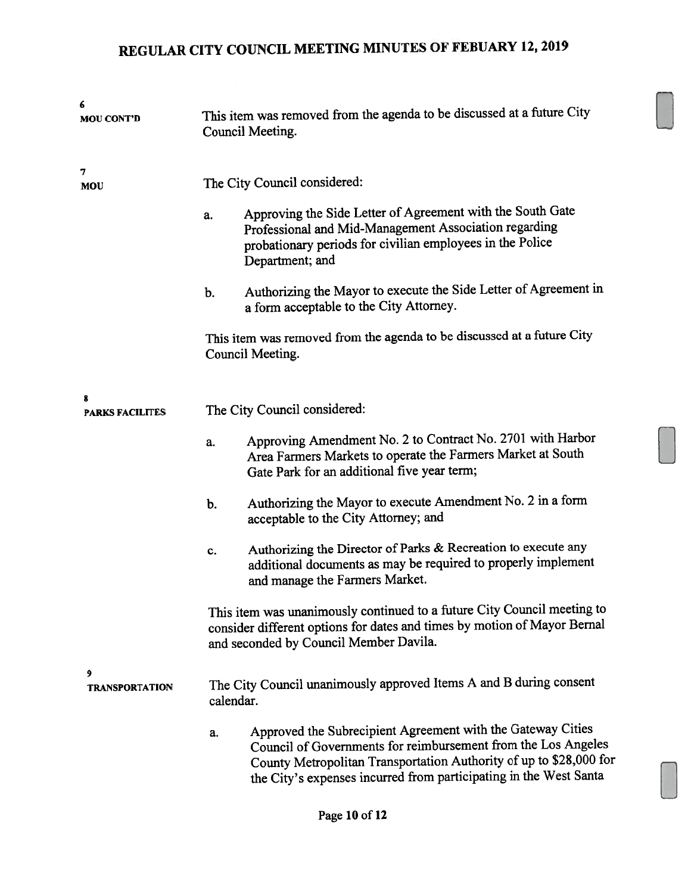**6**
**MOU CONT'D**

This item was removed from the agenda to be discussed at a future City Council Meeting.

**7**
**MOU**

The City Council considered:

a. Approving the Side Letter of Agreement with the South Gate Professional and Mid-Management Association regarding probationary periods for civilian employees in the Police Department; and

b. Authorizing the Mayor to execute the Side Letter of Agreement in a form acceptable to the City Attorney.

This item was removed from the agenda to be discussed at a future City Council Meeting.

**8**
**PARKS FACILITES**

The City Council considered:

a. Approving Amendment No. 2 to Contract No. 2701 with Harbor Area Farmers Markets to operate the Farmers Market at South Gate Park for an additional five year term;

b. Authorizing the Mayor to execute Amendment No. 2 in a form acceptable to the City Attorney; and

c. Authorizing the Director of Parks & Recreation to execute any additional documents as may be required to properly implement and manage the Farmers Market.

This item was unanimously continued to a future City Council meeting to consider different options for dates and times by motion of Mayor Bernal and seconded by Council Member Davila.

**9**
**TRANSPORTATION**

The City Council unanimously approved Items A and B during consent calendar.

a. Approved the Subrecipient Agreement with the Gateway Cities Council of Governments for reimbursement from the Los Angeles County Metropolitan Transportation Authority of up to $28,000 for the City's expenses incurred from participating in the West Santa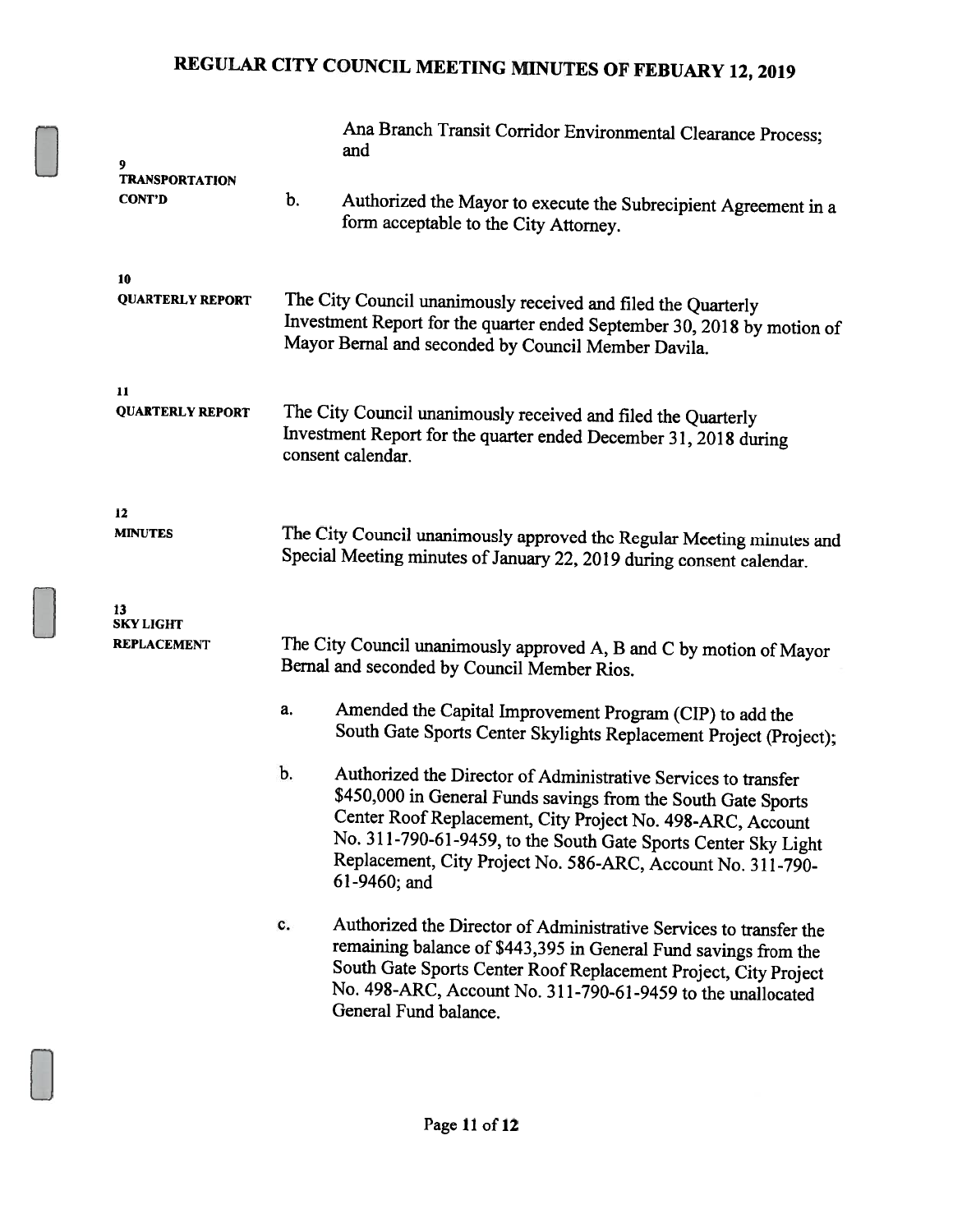**9**
**TRANSPORTATION CONT'D**

Ana Branch Transit Corridor Environmental Clearance Process; and

b. Authorized the Mayor to execute the Subrecipient Agreement in a form acceptable to the City Attorney.

**10**
**QUARTERLY REPORT**

The City Council unanimously received and filed the Quarterly Investment Report for the quarter ended September 30, 2018 by motion of Mayor Bernal and seconded by Council Member Davila.

**11**
**QUARTERLY REPORT**

The City Council unanimously received and filed the Quarterly Investment Report for the quarter ended December 31, 2018 during consent calendar.

**12**
**MINUTES**

The City Council unanimously approved the Regular Meeting minutes and Special Meeting minutes of January 22, 2019 during consent calendar.

**13**
**SKY LIGHT REPLACEMENT**

The City Council unanimously approved A, B and C by motion of Mayor Bernal and seconded by Council Member Rios.

a. Amended the Capital Improvement Program (CIP) to add the South Gate Sports Center Skylights Replacement Project (Project);

b. Authorized the Director of Administrative Services to transfer $450,000 in General Funds savings from the South Gate Sports Center Roof Replacement, City Project No. 498-ARC, Account No. 311-790-61-9459, to the South Gate Sports Center Sky Light Replacement, City Project No. 586-ARC, Account No. 311-790-61-9460; and

c. Authorized the Director of Administrative Services to transfer the remaining balance of $443,395 in General Fund savings from the South Gate Sports Center Roof Replacement Project, City Project No. 498-ARC, Account No. 311-790-61-9459 to the unallocated General Fund balance.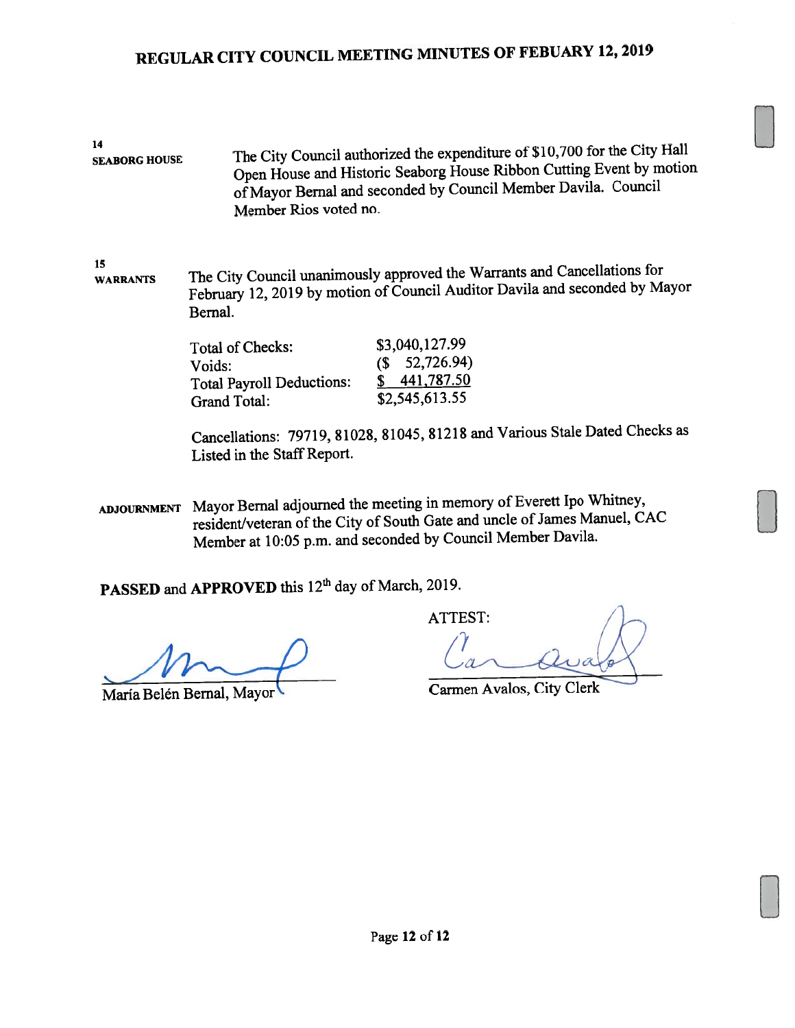# REGULAR CITY COUNCIL MEETING MINUTES OF FEBUARY 12, 2019

**14**
**SEABORG HOUSE**

The City Council authorized the expenditure of $10,700 for the City Hall Open House and Historic Seaborg House Ribbon Cutting Event by motion of Mayor Bernal and seconded by Council Member Davila. Council Member Rios voted no.

**15**
**WARRANTS**

The City Council unanimously approved the Warrants and Cancellations for February 12, 2019 by motion of Council Auditor Davila and seconded by Mayor Bernal.

| | |
|---|---|
| Total of Checks: | $3,040,127.99 |
| Voids: | ($ 52,726.94) |
| Total Payroll Deductions: | $ 441,787.50 |
| Grand Total: | $2,545,613.55 |

Cancellations: 79719, 81028, 81045, 81218 and Various Stale Dated Checks as Listed in the Staff Report.

**ADJOURNMENT** Mayor Bernal adjourned the meeting in memory of Everett Ipo Whitney, resident/veteran of the City of South Gate and uncle of James Manuel, CAC Member at 10:05 p.m. and seconded by Council Member Davila.

**PASSED** and **APPROVED** this 12th day of March, 2019.

María Belén Bernal, Mayor

ATTEST:

Carmen Avalos, City Clerk